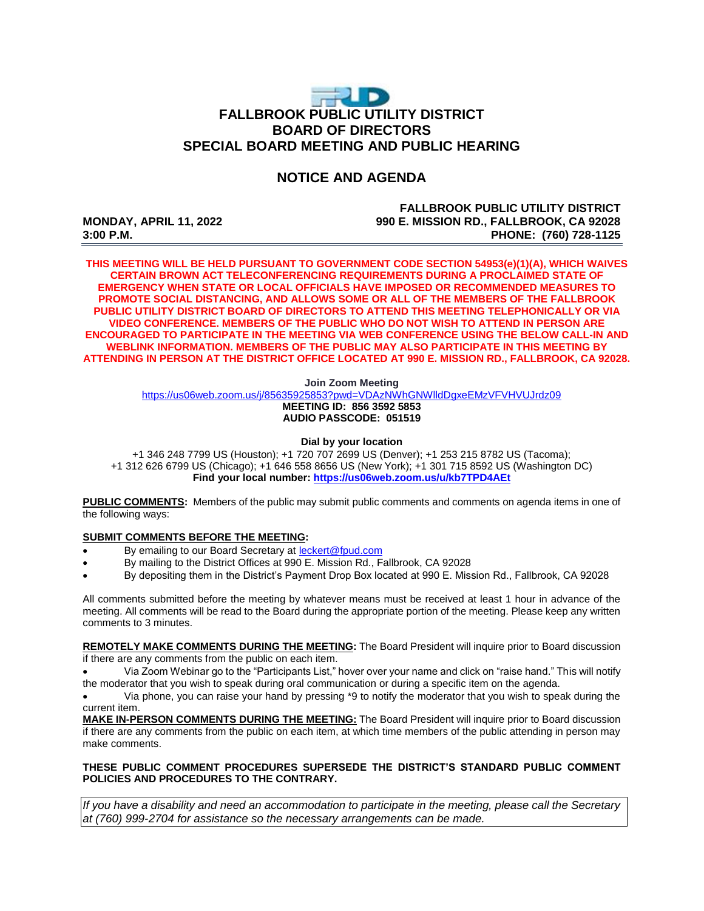# FALLBROOK PUBLIC UTILITY DISTRICT
## BOARD OF DIRECTORS
## SPECIAL BOARD MEETING AND PUBLIC HEARING

## NOTICE AND AGENDA

**MONDAY, APRIL 11, 2022**
**3:00 P.M.**

**FALLBROOK PUBLIC UTILITY DISTRICT**
**990 E. MISSION RD., FALLBROOK, CA 92028**
**PHONE: (760) 728-1125**

**THIS MEETING WILL BE HELD PURSUANT TO GOVERNMENT CODE SECTION 54953(e)(1)(A), WHICH WAIVES CERTAIN BROWN ACT TELECONFERENCING REQUIREMENTS DURING A PROCLAIMED STATE OF EMERGENCY WHEN STATE OR LOCAL OFFICIALS HAVE IMPOSED OR RECOMMENDED MEASURES TO PROMOTE SOCIAL DISTANCING, AND ALLOWS SOME OR ALL OF THE MEMBERS OF THE FALLBROOK PUBLIC UTILITY DISTRICT BOARD OF DIRECTORS TO ATTEND THIS MEETING TELEPHONICALLY OR VIA VIDEO CONFERENCE. MEMBERS OF THE PUBLIC WHO DO NOT WISH TO ATTEND IN PERSON ARE ENCOURAGED TO PARTICIPATE IN THE MEETING VIA WEB CONFERENCE USING THE BELOW CALL-IN AND WEBLINK INFORMATION. MEMBERS OF THE PUBLIC MAY ALSO PARTICIPATE IN THIS MEETING BY ATTENDING IN PERSON AT THE DISTRICT OFFICE LOCATED AT 990 E. MISSION RD., FALLBROOK, CA 92028.**

**Join Zoom Meeting**
https://us06web.zoom.us/j/85635925853?pwd=VDAzNWhGNWlldDgxeEMzVFVHVUJrdz09
**MEETING ID: 856 3592 5853**
**AUDIO PASSCODE: 051519**

**Dial by your location**
+1 346 248 7799 US (Houston); +1 720 707 2699 US (Denver); +1 253 215 8782 US (Tacoma);
+1 312 626 6799 US (Chicago); +1 646 558 8656 US (New York); +1 301 715 8592 US (Washington DC)
**Find your local number: https://us06web.zoom.us/u/kb7TPD4AEt**

**PUBLIC COMMENTS:** Members of the public may submit public comments and comments on agenda items in one of the following ways:

**SUBMIT COMMENTS BEFORE THE MEETING:**

- By emailing to our Board Secretary at leckert@fpud.com
- By mailing to the District Offices at 990 E. Mission Rd., Fallbrook, CA 92028
- By depositing them in the District's Payment Drop Box located at 990 E. Mission Rd., Fallbrook, CA 92028

All comments submitted before the meeting by whatever means must be received at least 1 hour in advance of the meeting. All comments will be read to the Board during the appropriate portion of the meeting. Please keep any written comments to 3 minutes.

**REMOTELY MAKE COMMENTS DURING THE MEETING:** The Board President will inquire prior to Board discussion if there are any comments from the public on each item.

- Via Zoom Webinar go to the "Participants List," hover over your name and click on "raise hand." This will notify the moderator that you wish to speak during oral communication or during a specific item on the agenda.
- Via phone, you can raise your hand by pressing *9 to notify the moderator that you wish to speak during the current item.

**MAKE IN-PERSON COMMENTS DURING THE MEETING:** The Board President will inquire prior to Board discussion if there are any comments from the public on each item, at which time members of the public attending in person may make comments.

**THESE PUBLIC COMMENT PROCEDURES SUPERSEDE THE DISTRICT'S STANDARD PUBLIC COMMENT POLICIES AND PROCEDURES TO THE CONTRARY.**

*If you have a disability and need an accommodation to participate in the meeting, please call the Secretary at (760) 999-2704 for assistance so the necessary arrangements can be made.*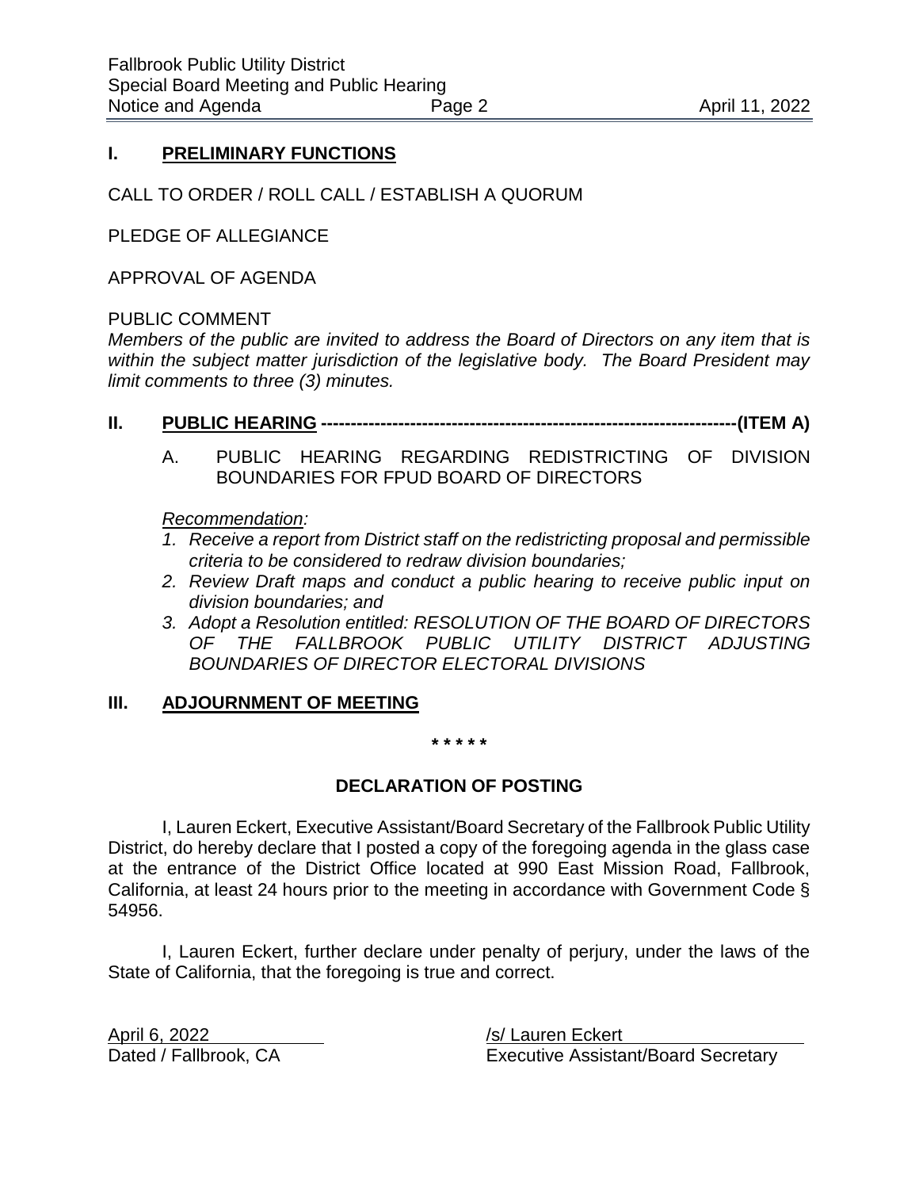## I. PRELIMINARY FUNCTIONS

CALL TO ORDER / ROLL CALL / ESTABLISH A QUORUM

PLEDGE OF ALLEGIANCE

APPROVAL OF AGENDA

PUBLIC COMMENT

*Members of the public are invited to address the Board of Directors on any item that is within the subject matter jurisdiction of the legislative body. The Board President may limit comments to three (3) minutes.*

## II. PUBLIC HEARING ---------------------------------------------------------------------(ITEM A)

A. PUBLIC HEARING REGARDING REDISTRICTING OF DIVISION BOUNDARIES FOR FPUD BOARD OF DIRECTORS

*Recommendation:*

1. *Receive a report from District staff on the redistricting proposal and permissible criteria to be considered to redraw division boundaries;*
2. *Review Draft maps and conduct a public hearing to receive public input on division boundaries; and*
3. *Adopt a Resolution entitled: RESOLUTION OF THE BOARD OF DIRECTORS OF THE FALLBROOK PUBLIC UTILITY DISTRICT ADJUSTING BOUNDARIES OF DIRECTOR ELECTORAL DIVISIONS*

## III. ADJOURNMENT OF MEETING

\* \* \* \* \*

### DECLARATION OF POSTING

I, Lauren Eckert, Executive Assistant/Board Secretary of the Fallbrook Public Utility District, do hereby declare that I posted a copy of the foregoing agenda in the glass case at the entrance of the District Office located at 990 East Mission Road, Fallbrook, California, at least 24 hours prior to the meeting in accordance with Government Code § 54956.

I, Lauren Eckert, further declare under penalty of perjury, under the laws of the State of California, that the foregoing is true and correct.

April 6, 2022
Dated / Fallbrook, CA

/s/ Lauren Eckert
Executive Assistant/Board Secretary